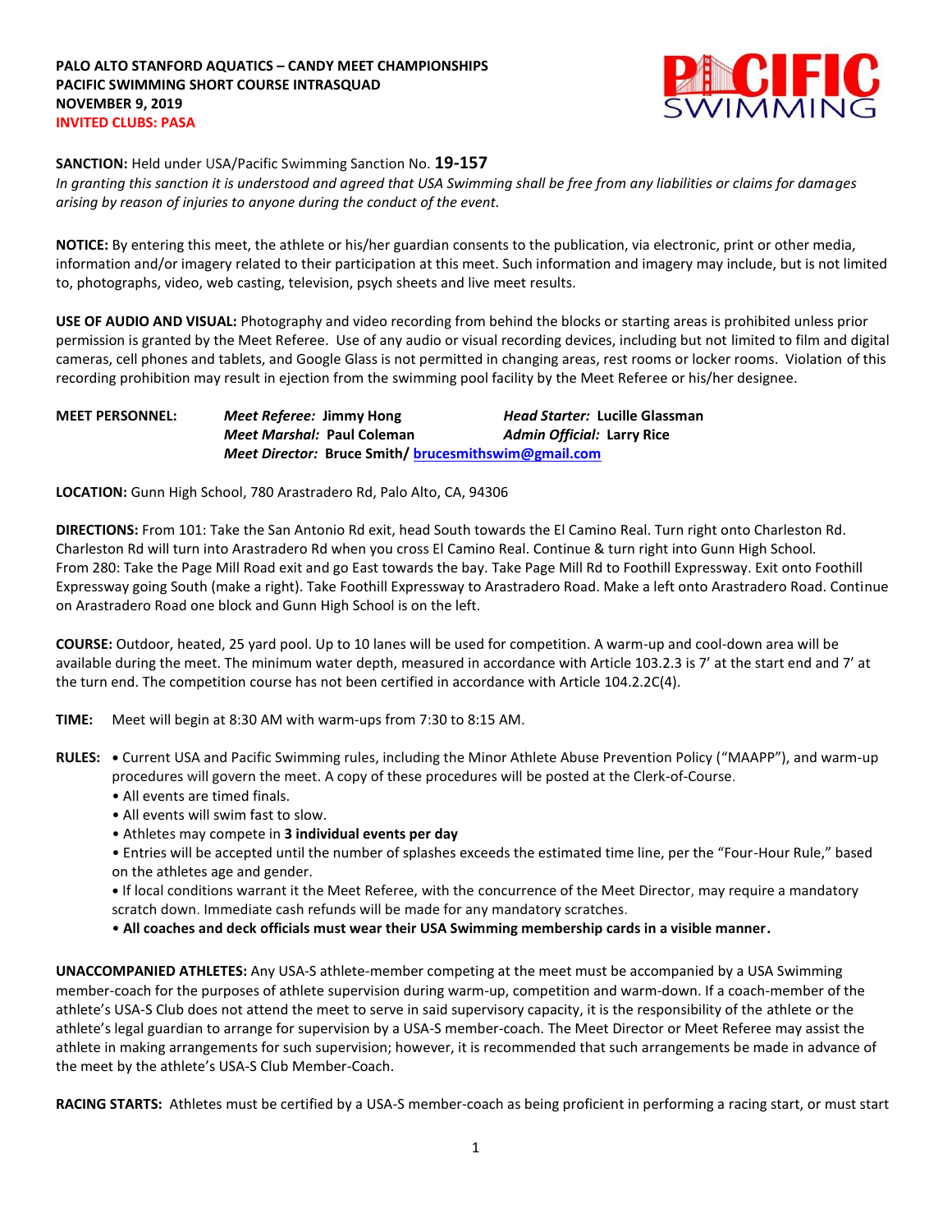**PALO ALTO STANFORD AQUATICS – CANDY MEET CHAMPIONSHIPS**
**PACIFIC SWIMMING SHORT COURSE INTRASQUAD**
**NOVEMBER 9, 2019**
**INVITED CLUBS: PASA**

**SANCTION:** Held under USA/Pacific Swimming Sanction No. **19-157**
*In granting this sanction it is understood and agreed that USA Swimming shall be free from any liabilities or claims for damages arising by reason of injuries to anyone during the conduct of the event.*

**NOTICE:** By entering this meet, the athlete or his/her guardian consents to the publication, via electronic, print or other media, information and/or imagery related to their participation at this meet. Such information and imagery may include, but is not limited to, photographs, video, web casting, television, psych sheets and live meet results.

**USE OF AUDIO AND VISUAL:** Photography and video recording from behind the blocks or starting areas is prohibited unless prior permission is granted by the Meet Referee. Use of any audio or visual recording devices, including but not limited to film and digital cameras, cell phones and tablets, and Google Glass is not permitted in changing areas, rest rooms or locker rooms. Violation of this recording prohibition may result in ejection from the swimming pool facility by the Meet Referee or his/her designee.

**MEET PERSONNEL:** ***Meet Referee:*** **Jimmy Hong** ***Head Starter:*** **Lucille Glassman**
***Meet Marshal:*** **Paul Coleman** ***Admin Official:*** **Larry Rice**
***Meet Director:*** **Bruce Smith/ brucesmithswim@gmail.com**

**LOCATION:** Gunn High School, 780 Arastradero Rd, Palo Alto, CA, 94306

**DIRECTIONS:** From 101: Take the San Antonio Rd exit, head South towards the El Camino Real. Turn right onto Charleston Rd. Charleston Rd will turn into Arastradero Rd when you cross El Camino Real. Continue & turn right into Gunn High School.
From 280: Take the Page Mill Road exit and go East towards the bay. Take Page Mill Rd to Foothill Expressway. Exit onto Foothill Expressway going South (make a right). Take Foothill Expressway to Arastradero Road. Make a left onto Arastradero Road. Continue on Arastradero Road one block and Gunn High School is on the left.

**COURSE:** Outdoor, heated, 25 yard pool. Up to 10 lanes will be used for competition. A warm-up and cool-down area will be available during the meet. The minimum water depth, measured in accordance with Article 103.2.3 is 7' at the start end and 7' at the turn end. The competition course has not been certified in accordance with Article 104.2.2C(4).

**TIME:** Meet will begin at 8:30 AM with warm-ups from 7:30 to 8:15 AM.

**RULES:**
- Current USA and Pacific Swimming rules, including the Minor Athlete Abuse Prevention Policy ("MAAPP"), and warm-up procedures will govern the meet. A copy of these procedures will be posted at the Clerk-of-Course.
- All events are timed finals.
- All events will swim fast to slow.
- Athletes may compete in **3 individual events per day**
- Entries will be accepted until the number of splashes exceeds the estimated time line, per the "Four-Hour Rule," based on the athletes age and gender.
- If local conditions warrant it the Meet Referee, with the concurrence of the Meet Director, may require a mandatory scratch down. Immediate cash refunds will be made for any mandatory scratches.
- **All coaches and deck officials must wear their USA Swimming membership cards in a visible manner.**

**UNACCOMPANIED ATHLETES:** Any USA-S athlete-member competing at the meet must be accompanied by a USA Swimming member-coach for the purposes of athlete supervision during warm-up, competition and warm-down. If a coach-member of the athlete's USA-S Club does not attend the meet to serve in said supervisory capacity, it is the responsibility of the athlete or the athlete's legal guardian to arrange for supervision by a USA-S member-coach. The Meet Director or Meet Referee may assist the athlete in making arrangements for such supervision; however, it is recommended that such arrangements be made in advance of the meet by the athlete's USA-S Club Member-Coach.

**RACING STARTS:** Athletes must be certified by a USA-S member-coach as being proficient in performing a racing start, or must start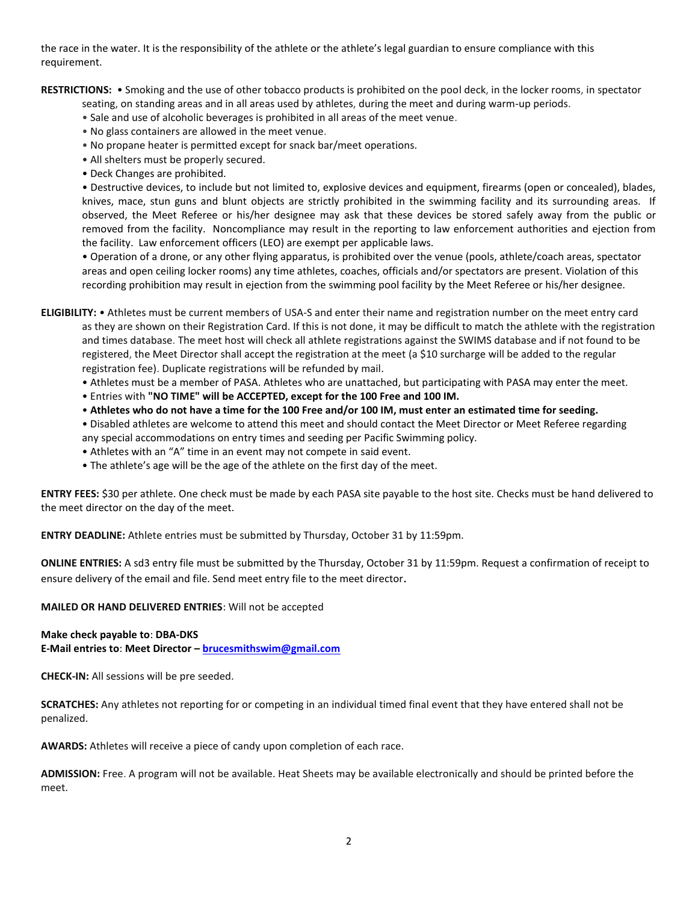the race in the water. It is the responsibility of the athlete or the athlete's legal guardian to ensure compliance with this requirement.

**RESTRICTIONS:** • Smoking and the use of other tobacco products is prohibited on the pool deck, in the locker rooms, in spectator seating, on standing areas and in all areas used by athletes, during the meet and during warm-up periods.

• Sale and use of alcoholic beverages is prohibited in all areas of the meet venue.

• No glass containers are allowed in the meet venue.

• No propane heater is permitted except for snack bar/meet operations.

• All shelters must be properly secured.

• Deck Changes are prohibited.

• Destructive devices, to include but not limited to, explosive devices and equipment, firearms (open or concealed), blades, knives, mace, stun guns and blunt objects are strictly prohibited in the swimming facility and its surrounding areas. If observed, the Meet Referee or his/her designee may ask that these devices be stored safely away from the public or removed from the facility. Noncompliance may result in the reporting to law enforcement authorities and ejection from the facility. Law enforcement officers (LEO) are exempt per applicable laws.

• Operation of a drone, or any other flying apparatus, is prohibited over the venue (pools, athlete/coach areas, spectator areas and open ceiling locker rooms) any time athletes, coaches, officials and/or spectators are present. Violation of this recording prohibition may result in ejection from the swimming pool facility by the Meet Referee or his/her designee.

**ELIGIBILITY:** • Athletes must be current members of USA-S and enter their name and registration number on the meet entry card as they are shown on their Registration Card. If this is not done, it may be difficult to match the athlete with the registration and times database. The meet host will check all athlete registrations against the SWIMS database and if not found to be registered, the Meet Director shall accept the registration at the meet (a $10 surcharge will be added to the regular registration fee). Duplicate registrations will be refunded by mail.

• Athletes must be a member of PASA. Athletes who are unattached, but participating with PASA may enter the meet.

• Entries with **"NO TIME" will be ACCEPTED, except for the 100 Free and 100 IM.**

• **Athletes who do not have a time for the 100 Free and/or 100 IM, must enter an estimated time for seeding.**

• Disabled athletes are welcome to attend this meet and should contact the Meet Director or Meet Referee regarding any special accommodations on entry times and seeding per Pacific Swimming policy.

• Athletes with an "A" time in an event may not compete in said event.

• The athlete's age will be the age of the athlete on the first day of the meet.

**ENTRY FEES:** $30 per athlete. One check must be made by each PASA site payable to the host site. Checks must be hand delivered to the meet director on the day of the meet.

**ENTRY DEADLINE:** Athlete entries must be submitted by Thursday, October 31 by 11:59pm.

**ONLINE ENTRIES:** A sd3 entry file must be submitted by the Thursday, October 31 by 11:59pm. Request a confirmation of receipt to ensure delivery of the email and file. Send meet entry file to the meet director.

**MAILED OR HAND DELIVERED ENTRIES**: Will not be accepted

**Make check payable to**: **DBA-DKS**
**E-Mail entries to**: **Meet Director – [brucesmithswim@gmail.com](mailto:brucesmithswim@gmail.com)**

**CHECK-IN:** All sessions will be pre seeded.

**SCRATCHES:** Any athletes not reporting for or competing in an individual timed final event that they have entered shall not be penalized.

**AWARDS:** Athletes will receive a piece of candy upon completion of each race.

**ADMISSION:** Free. A program will not be available. Heat Sheets may be available electronically and should be printed before the meet.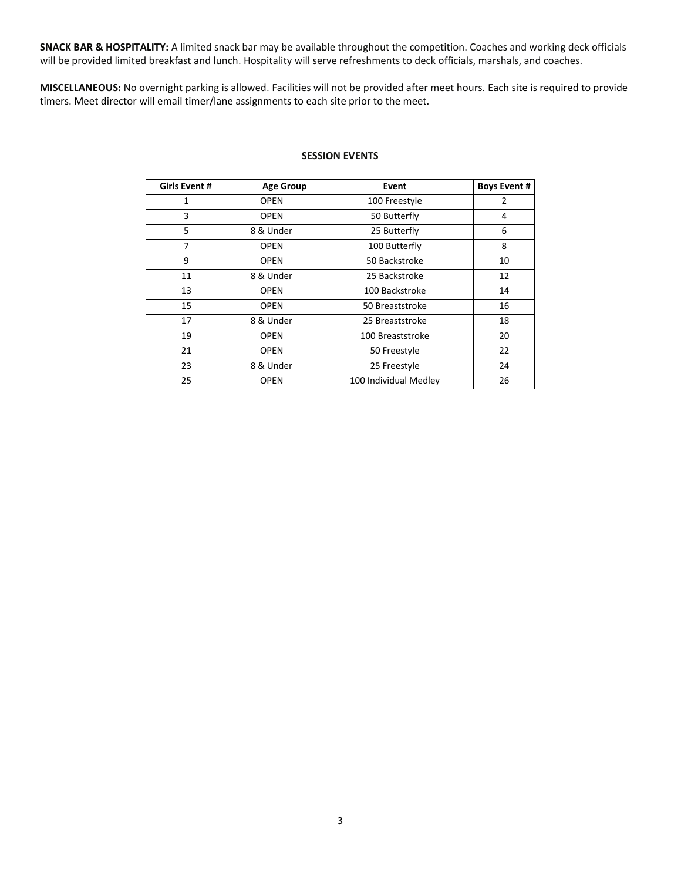**SNACK BAR & HOSPITALITY:** A limited snack bar may be available throughout the competition. Coaches and working deck officials will be provided limited breakfast and lunch. Hospitality will serve refreshments to deck officials, marshals, and coaches.

**MISCELLANEOUS:** No overnight parking is allowed. Facilities will not be provided after meet hours. Each site is required to provide timers. Meet director will email timer/lane assignments to each site prior to the meet.

## SESSION EVENTS

| Girls Event # | Age Group | Event | Boys Event # |
|---|---|---|---|
| 1 | OPEN | 100 Freestyle | 2 |
| 3 | OPEN | 50 Butterfly | 4 |
| 5 | 8 & Under | 25 Butterfly | 6 |
| 7 | OPEN | 100 Butterfly | 8 |
| 9 | OPEN | 50 Backstroke | 10 |
| 11 | 8 & Under | 25 Backstroke | 12 |
| 13 | OPEN | 100 Backstroke | 14 |
| 15 | OPEN | 50 Breaststroke | 16 |
| 17 | 8 & Under | 25 Breaststroke | 18 |
| 19 | OPEN | 100 Breaststroke | 20 |
| 21 | OPEN | 50 Freestyle | 22 |
| 23 | 8 & Under | 25 Freestyle | 24 |
| 25 | OPEN | 100 Individual Medley | 26 |